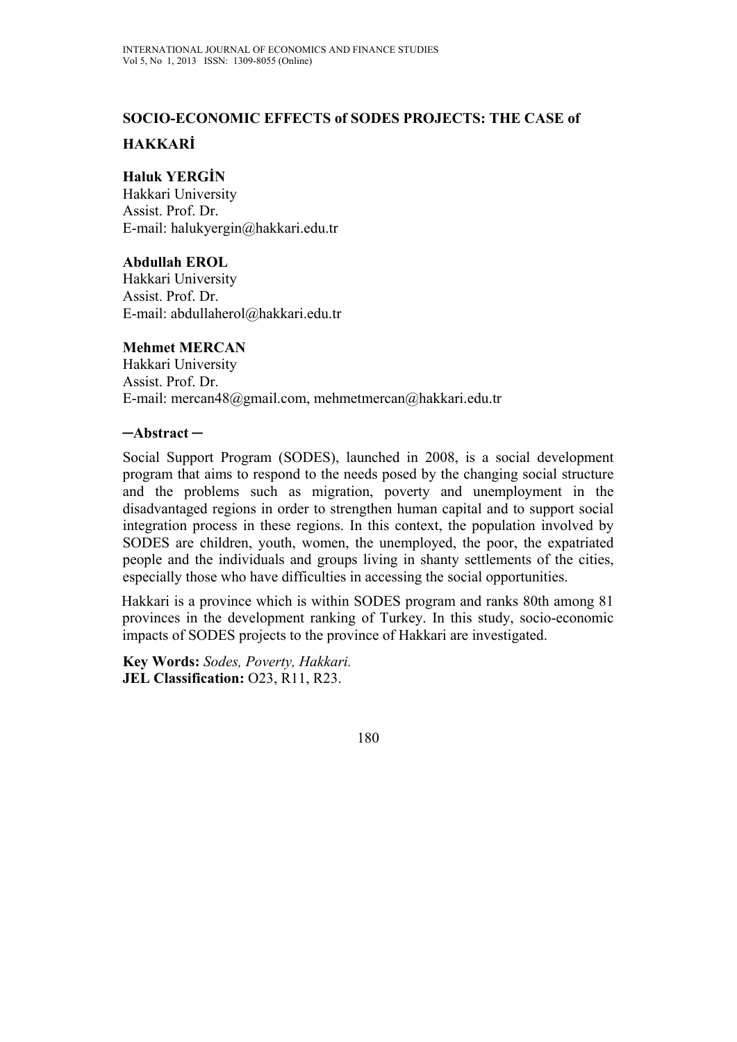# SOCIO-ECONOMIC EFFECTS of SODES PROJECTS: THE CASE of HAKKARİ

**Haluk YERGİN**
Hakkari University
Assist. Prof. Dr.
E-mail: halukyergin@hakkari.edu.tr

**Abdullah EROL**
Hakkari University
Assist. Prof. Dr.
E-mail: abdullaherol@hakkari.edu.tr

**Mehmet MERCAN**
Hakkari University
Assist. Prof. Dr.
E-mail: mercan48@gmail.com, mehmetmercan@hakkari.edu.tr

**─Abstract ─**

Social Support Program (SODES), launched in 2008, is a social development program that aims to respond to the needs posed by the changing social structure and the problems such as migration, poverty and unemployment in the disadvantaged regions in order to strengthen human capital and to support social integration process in these regions. In this context, the population involved by SODES are children, youth, women, the unemployed, the poor, the expatriated people and the individuals and groups living in shanty settlements of the cities, especially those who have difficulties in accessing the social opportunities.

Hakkari is a province which is within SODES program and ranks 80th among 81 provinces in the development ranking of Turkey. In this study, socio-economic impacts of SODES projects to the province of Hakkari are investigated.

**Key Words:** *Sodes, Poverty, Hakkari.*
**JEL Classification:** O23, R11, R23.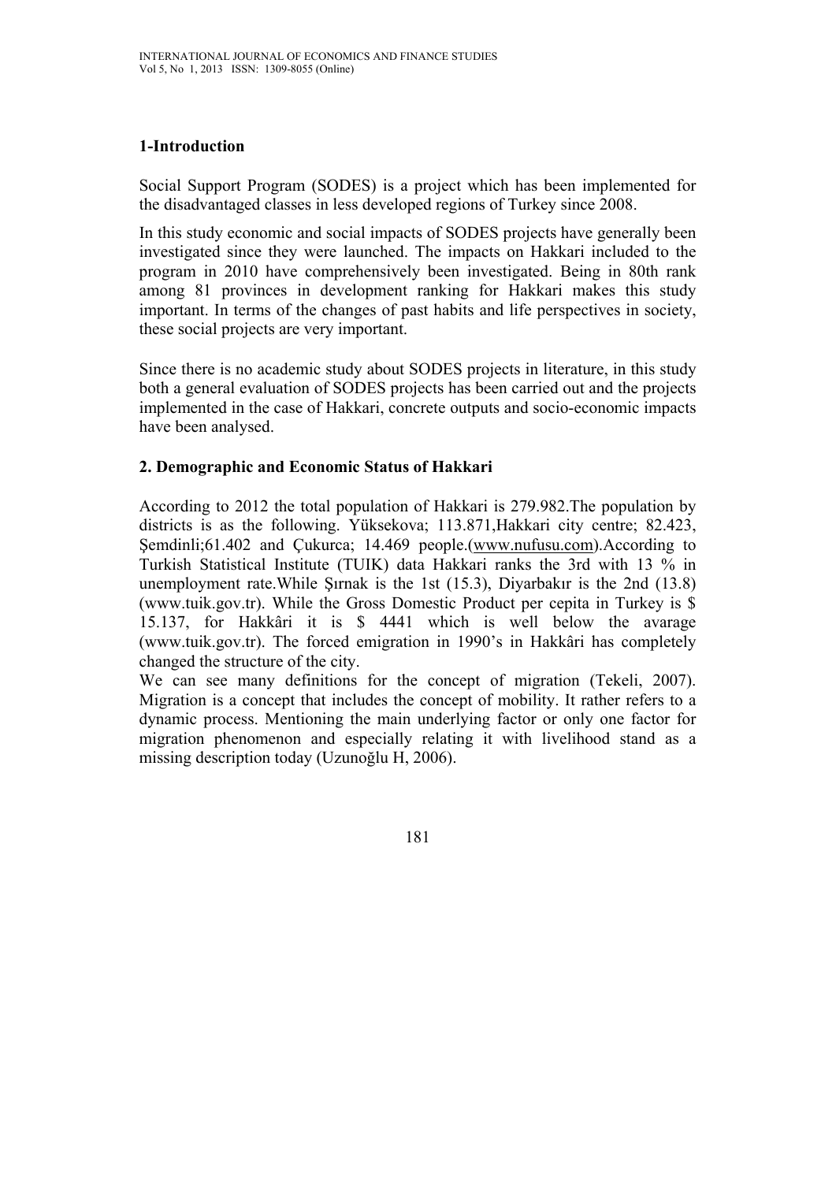## 1-Introduction

Social Support Program (SODES) is a project which has been implemented for the disadvantaged classes in less developed regions of Turkey since 2008.

In this study economic and social impacts of SODES projects have generally been investigated since they were launched. The impacts on Hakkari included to the program in 2010 have comprehensively been investigated. Being in 80th rank among 81 provinces in development ranking for Hakkari makes this study important. In terms of the changes of past habits and life perspectives in society, these social projects are very important.

Since there is no academic study about SODES projects in literature, in this study both a general evaluation of SODES projects has been carried out and the projects implemented in the case of Hakkari, concrete outputs and socio-economic impacts have been analysed.

## 2. Demographic and Economic Status of Hakkari

According to 2012 the total population of Hakkari is 279.982.The population by districts is as the following. Yüksekova; 113.871,Hakkari city centre; 82.423, Şemdinli;61.402 and Çukurca; 14.469 people.(www.nufusu.com).According to Turkish Statistical Institute (TUIK) data Hakkari ranks the 3rd with 13 % in unemployment rate.While Şırnak is the 1st (15.3), Diyarbakır is the 2nd (13.8) (www.tuik.gov.tr). While the Gross Domestic Product per cepita in Turkey is $ 15.137, for Hakkâri it is $ 4441 which is well below the avarage (www.tuik.gov.tr). The forced emigration in 1990's in Hakkâri has completely changed the structure of the city.

We can see many definitions for the concept of migration (Tekeli, 2007). Migration is a concept that includes the concept of mobility. It rather refers to a dynamic process. Mentioning the main underlying factor or only one factor for migration phenomenon and especially relating it with livelihood stand as a missing description today (Uzunoğlu H, 2006).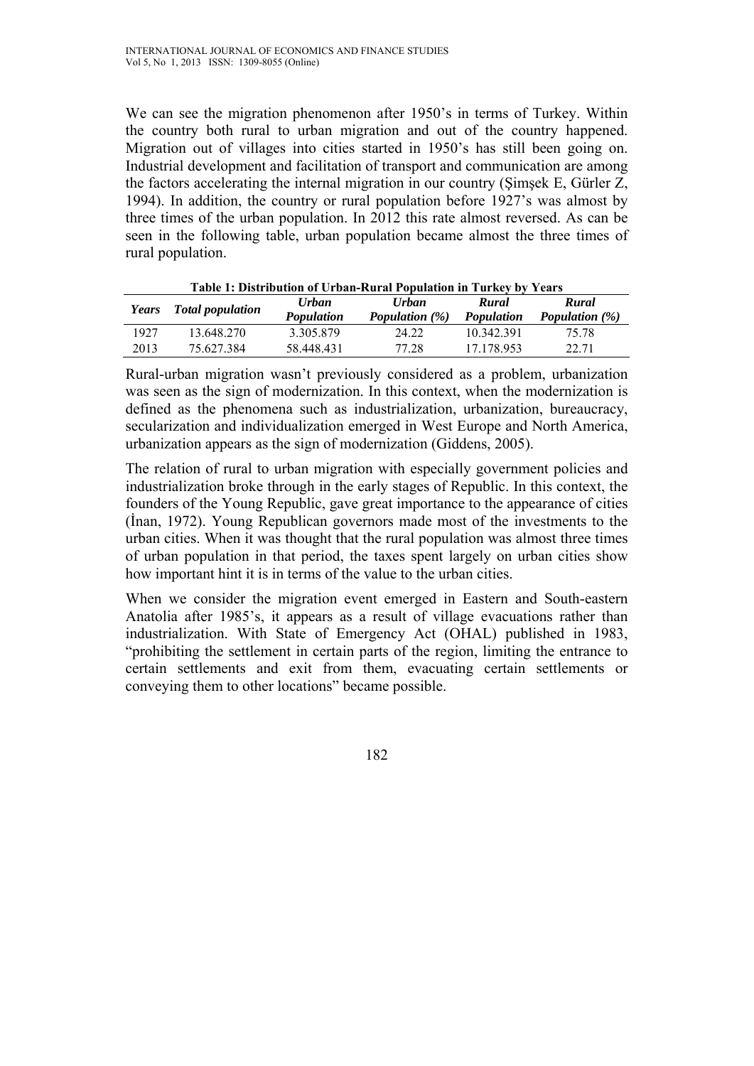We can see the migration phenomenon after 1950's in terms of Turkey. Within the country both rural to urban migration and out of the country happened. Migration out of villages into cities started in 1950's has still been going on. Industrial development and facilitation of transport and communication are among the factors accelerating the internal migration in our country (Şimşek E, Gürler Z, 1994). In addition, the country or rural population before 1927's was almost by three times of the urban population. In 2012 this rate almost reversed. As can be seen in the following table, urban population became almost the three times of rural population.

**Table 1: Distribution of Urban-Rural Population in Turkey by Years**

| *Years* | *Total population* | *Urban Population* | *Urban Population (%)* | *Rural Population* | *Rural Population (%)* |
|---|---|---|---|---|---|
| 1927 | 13.648.270 | 3.305.879 | 24.22 | 10.342.391 | 75.78 |
| 2013 | 75.627.384 | 58.448.431 | 77.28 | 17.178.953 | 22.71 |

Rural-urban migration wasn't previously considered as a problem, urbanization was seen as the sign of modernization. In this context, when the modernization is defined as the phenomena such as industrialization, urbanization, bureaucracy, secularization and individualization emerged in West Europe and North America, urbanization appears as the sign of modernization (Giddens, 2005).

The relation of rural to urban migration with especially government policies and industrialization broke through in the early stages of Republic. In this context, the founders of the Young Republic, gave great importance to the appearance of cities (İnan, 1972). Young Republican governors made most of the investments to the urban cities. When it was thought that the rural population was almost three times of urban population in that period, the taxes spent largely on urban cities show how important hint it is in terms of the value to the urban cities.

When we consider the migration event emerged in Eastern and South-eastern Anatolia after 1985's, it appears as a result of village evacuations rather than industrialization. With State of Emergency Act (OHAL) published in 1983, "prohibiting the settlement in certain parts of the region, limiting the entrance to certain settlements and exit from them, evacuating certain settlements or conveying them to other locations" became possible.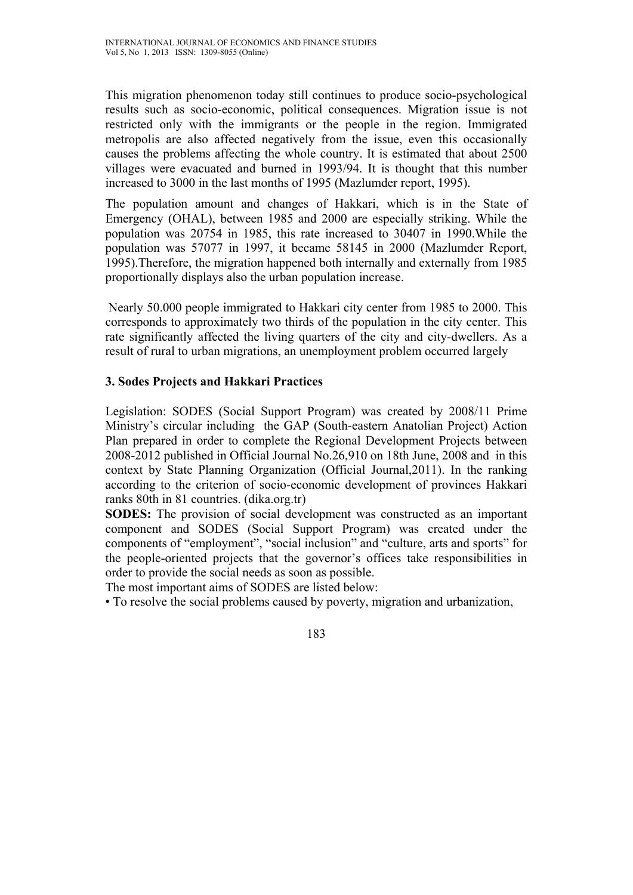This migration phenomenon today still continues to produce socio-psychological results such as socio-economic, political consequences. Migration issue is not restricted only with the immigrants or the people in the region. Immigrated metropolis are also affected negatively from the issue, even this occasionally causes the problems affecting the whole country. It is estimated that about 2500 villages were evacuated and burned in 1993/94. It is thought that this number increased to 3000 in the last months of 1995 (Mazlumder report, 1995).

The population amount and changes of Hakkari, which is in the State of Emergency (OHAL), between 1985 and 2000 are especially striking. While the population was 20754 in 1985, this rate increased to 30407 in 1990.While the population was 57077 in 1997, it became 58145 in 2000 (Mazlumder Report, 1995).Therefore, the migration happened both internally and externally from 1985 proportionally displays also the urban population increase.

Nearly 50.000 people immigrated to Hakkari city center from 1985 to 2000. This corresponds to approximately two thirds of the population in the city center. This rate significantly affected the living quarters of the city and city-dwellers. As a result of rural to urban migrations, an unemployment problem occurred largely

## 3. Sodes Projects and Hakkari Practices

Legislation: SODES (Social Support Program) was created by 2008/11 Prime Ministry's circular including the GAP (South-eastern Anatolian Project) Action Plan prepared in order to complete the Regional Development Projects between 2008-2012 published in Official Journal No.26,910 on 18th June, 2008 and in this context by State Planning Organization (Official Journal,2011). In the ranking according to the criterion of socio-economic development of provinces Hakkari ranks 80th in 81 countries. (dika.org.tr)

**SODES:** The provision of social development was constructed as an important component and SODES (Social Support Program) was created under the components of "employment", "social inclusion" and "culture, arts and sports" for the people-oriented projects that the governor's offices take responsibilities in order to provide the social needs as soon as possible.

The most important aims of SODES are listed below:

- To resolve the social problems caused by poverty, migration and urbanization,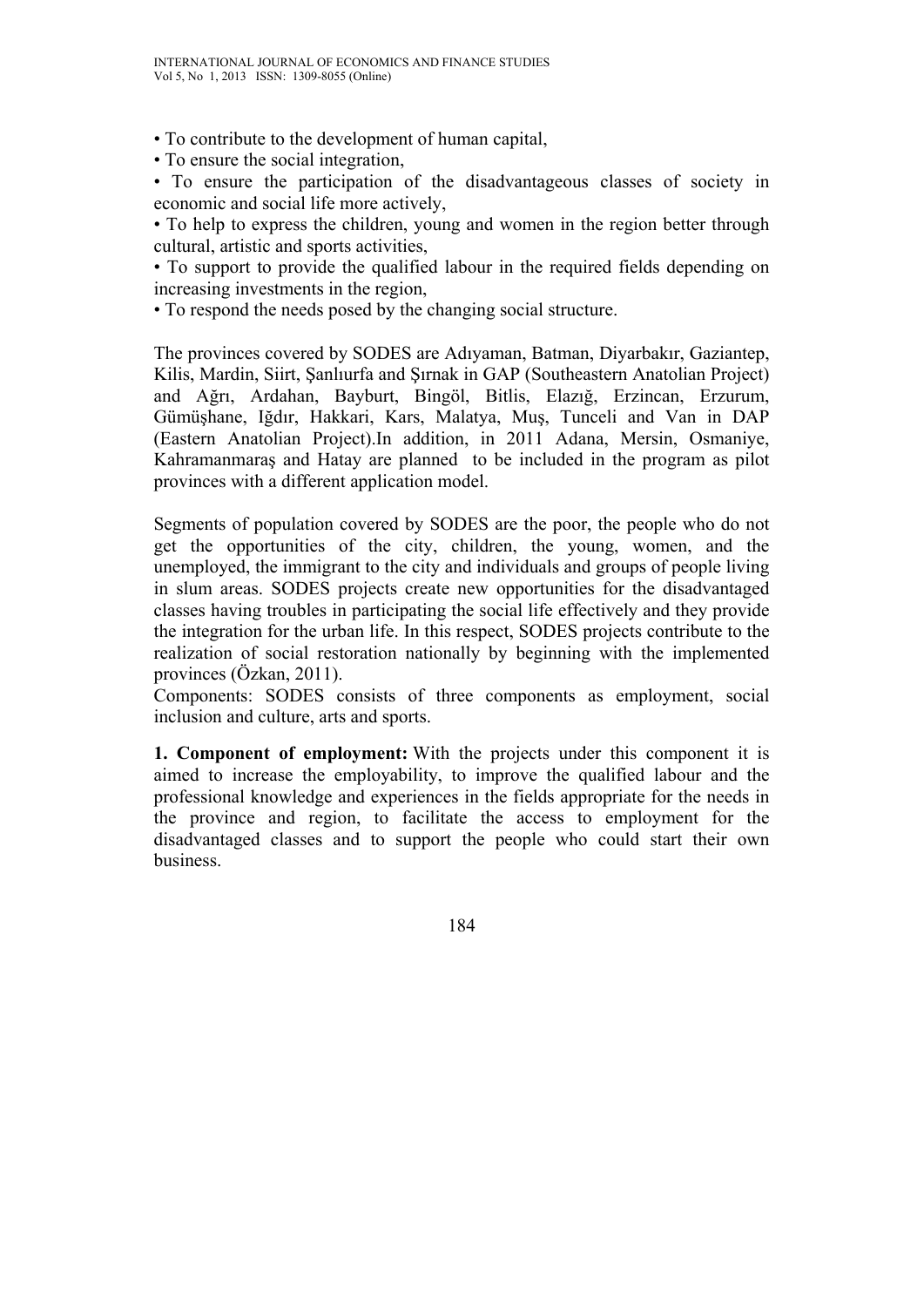• To contribute to the development of human capital,
• To ensure the social integration,
• To ensure the participation of the disadvantageous classes of society in economic and social life more actively,
• To help to express the children, young and women in the region better through cultural, artistic and sports activities,
• To support to provide the qualified labour in the required fields depending on increasing investments in the region,
• To respond the needs posed by the changing social structure.

The provinces covered by SODES are Adıyaman, Batman, Diyarbakır, Gaziantep, Kilis, Mardin, Siirt, Şanlıurfa and Şırnak in GAP (Southeastern Anatolian Project) and Ağrı, Ardahan, Bayburt, Bingöl, Bitlis, Elazığ, Erzincan, Erzurum, Gümüşhane, Iğdır, Hakkari, Kars, Malatya, Muş, Tunceli and Van in DAP (Eastern Anatolian Project).In addition, in 2011 Adana, Mersin, Osmaniye, Kahramanmaraş and Hatay are planned to be included in the program as pilot provinces with a different application model.

Segments of population covered by SODES are the poor, the people who do not get the opportunities of the city, children, the young, women, and the unemployed, the immigrant to the city and individuals and groups of people living in slum areas. SODES projects create new opportunities for the disadvantaged classes having troubles in participating the social life effectively and they provide the integration for the urban life. In this respect, SODES projects contribute to the realization of social restoration nationally by beginning with the implemented provinces (Özkan, 2011).
Components: SODES consists of three components as employment, social inclusion and culture, arts and sports.

**1. Component of employment:** With the projects under this component it is aimed to increase the employability, to improve the qualified labour and the professional knowledge and experiences in the fields appropriate for the needs in the province and region, to facilitate the access to employment for the disadvantaged classes and to support the people who could start their own business.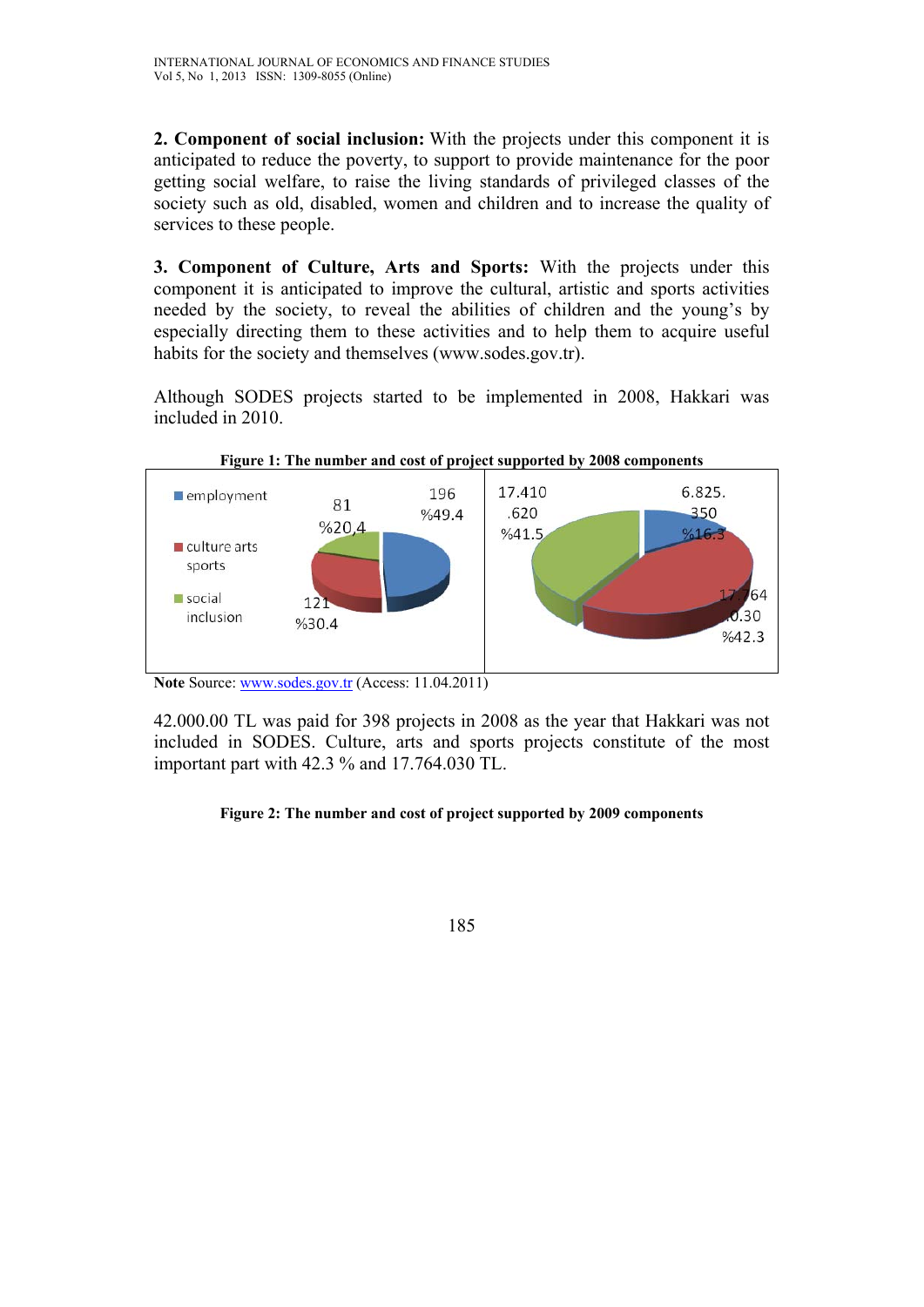**2. Component of social inclusion:** With the projects under this component it is anticipated to reduce the poverty, to support to provide maintenance for the poor getting social welfare, to raise the living standards of privileged classes of the society such as old, disabled, women and children and to increase the quality of services to these people.

**3. Component of Culture, Arts and Sports:** With the projects under this component it is anticipated to improve the cultural, artistic and sports activities needed by the society, to reveal the abilities of children and the young's by especially directing them to these activities and to help them to acquire useful habits for the society and themselves (www.sodes.gov.tr).

Although SODES projects started to be implemented in 2008, Hakkari was included in 2010.

**Figure 1: The number and cost of project supported by 2008 components**

| Component | Number of projects | Share | Cost | Share |
|---|---|---|---|---|
| employment | 196 | %49.4 | 6.825.350 | %16.3 |
| culture arts sports | 121 | %30.4 | 17.764.030 | %42.3 |
| social inclusion | 81 | %20.4 | 17.410.620 | %41.5 |

**Note** Source: www.sodes.gov.tr (Access: 11.04.2011)

42.000.00 TL was paid for 398 projects in 2008 as the year that Hakkari was not included in SODES. Culture, arts and sports projects constitute of the most important part with 42.3 % and 17.764.030 TL.

**Figure 2: The number and cost of project supported by 2009 components**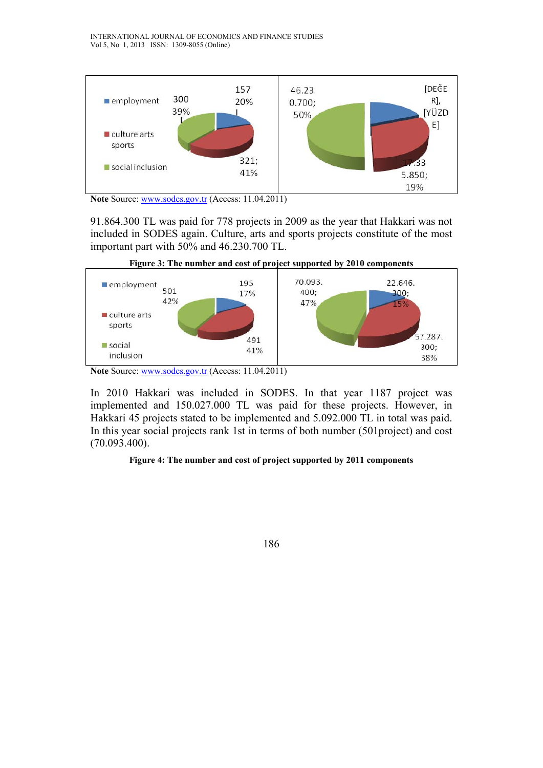| | | | |
|---|---|---|---|
| employment | 157; 20% | employment | [DEĞER], [YÜZDE] |
| culture arts sports | 321; 41% | culture arts sports | 17.335.850; 19% |
| social inclusion | 300; 39% | social inclusion | 46.230.700; 50% |

**Note** Source: www.sodes.gov.tr (Access: 11.04.2011)

91.864.300 TL was paid for 778 projects in 2009 as the year that Hakkari was not included in SODES again. Culture, arts and sports projects constitute of the most important part with 50% and 46.230.700 TL.

**Figure 3: The number and cost of project supported by 2010 components**

| | | | |
|---|---|---|---|
| employment | 195; 17% | employment | 22.646.300; 15% |
| culture arts sports | 491; 41% | culture arts sports | 57.287.300; 38% |
| social inclusion | 501; 42% | social inclusion | 70.093.400; 47% |

**Note** Source: www.sodes.gov.tr (Access: 11.04.2011)

In 2010 Hakkari was included in SODES. In that year 1187 project was implemented and 150.027.000 TL was paid for these projects. However, in Hakkari 45 projects stated to be implemented and 5.092.000 TL in total was paid. In this year social projects rank 1st in terms of both number (501project) and cost (70.093.400).

**Figure 4: The number and cost of project supported by 2011 components**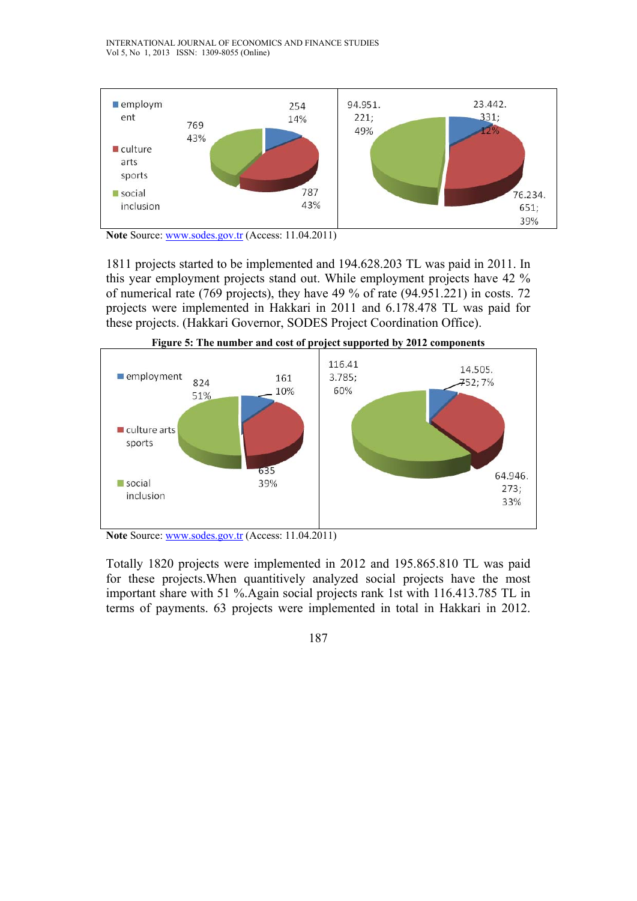Note Source: www.sodes.gov.tr (Access: 11.04.2011)

1811 projects started to be implemented and 194.628.203 TL was paid in 2011. In this year employment projects stand out. While employment projects have 42 % of numerical rate (769 projects), they have 49 % of rate (94.951.221) in costs. 72 projects were implemented in Hakkari in 2011 and 6.178.478 TL was paid for these projects. (Hakkari Governor, SODES Project Coordination Office).

**Figure 5: The number and cost of project supported by 2012 components**

Note Source: www.sodes.gov.tr (Access: 11.04.2011)

Totally 1820 projects were implemented in 2012 and 195.865.810 TL was paid for these projects.When quantitively analyzed social projects have the most important share with 51 %.Again social projects rank 1st with 116.413.785 TL in terms of payments. 63 projects were implemented in total in Hakkari in 2012.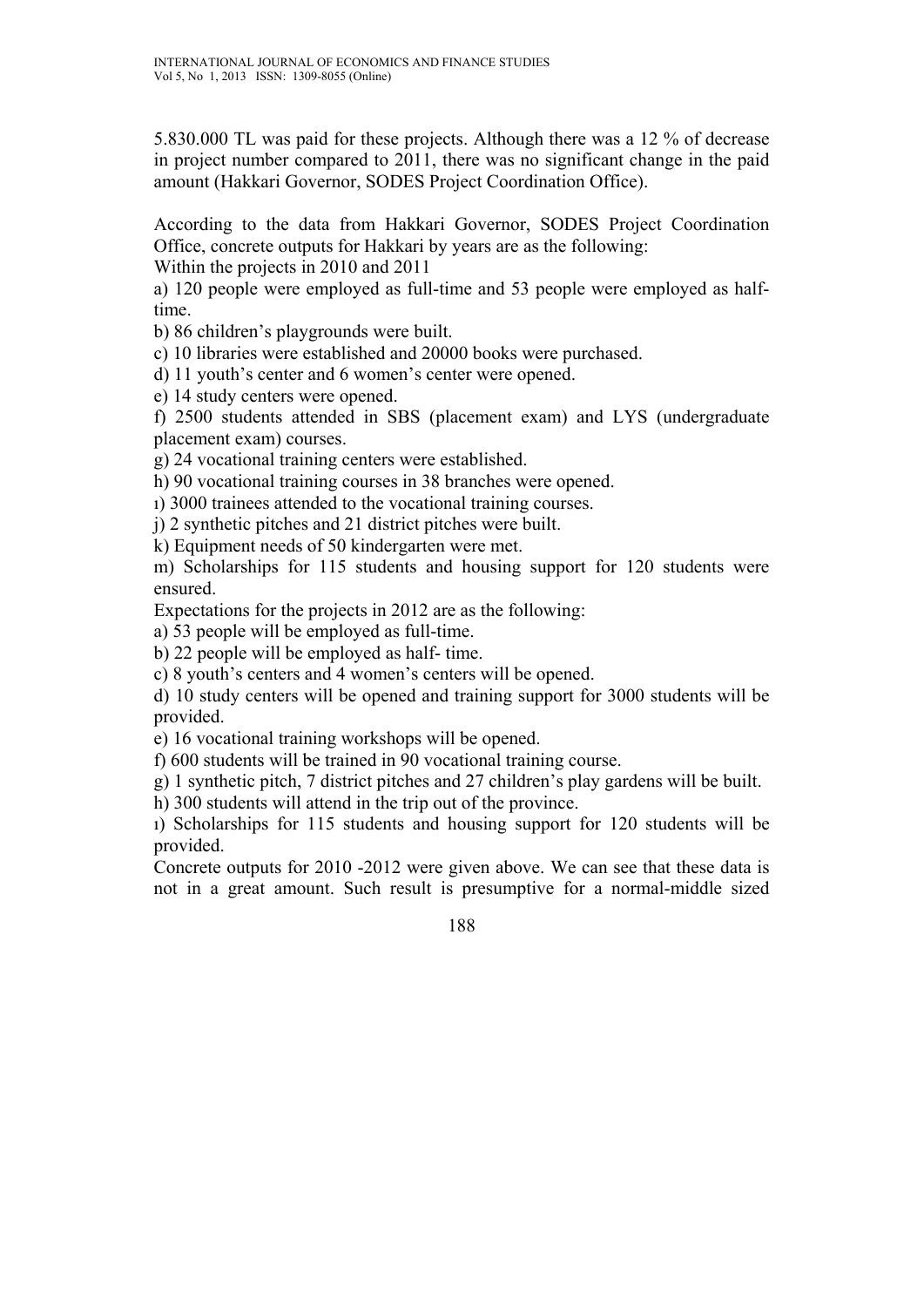5.830.000 TL was paid for these projects. Although there was a 12 % of decrease in project number compared to 2011, there was no significant change in the paid amount (Hakkari Governor, SODES Project Coordination Office).

According to the data from Hakkari Governor, SODES Project Coordination Office, concrete outputs for Hakkari by years are as the following:

Within the projects in 2010 and 2011

a) 120 people were employed as full-time and 53 people were employed as half-time.

b) 86 children's playgrounds were built.

c) 10 libraries were established and 20000 books were purchased.

d) 11 youth's center and 6 women's center were opened.

e) 14 study centers were opened.

f) 2500 students attended in SBS (placement exam) and LYS (undergraduate placement exam) courses.

g) 24 vocational training centers were established.

h) 90 vocational training courses in 38 branches were opened.

ı) 3000 trainees attended to the vocational training courses.

j) 2 synthetic pitches and 21 district pitches were built.

k) Equipment needs of 50 kindergarten were met.

m) Scholarships for 115 students and housing support for 120 students were ensured.

Expectations for the projects in 2012 are as the following:

a) 53 people will be employed as full-time.

b) 22 people will be employed as half- time.

c) 8 youth's centers and 4 women's centers will be opened.

d) 10 study centers will be opened and training support for 3000 students will be provided.

e) 16 vocational training workshops will be opened.

f) 600 students will be trained in 90 vocational training course.

g) 1 synthetic pitch, 7 district pitches and 27 children's play gardens will be built.

h) 300 students will attend in the trip out of the province.

ı) Scholarships for 115 students and housing support for 120 students will be provided.

Concrete outputs for 2010 -2012 were given above. We can see that these data is not in a great amount. Such result is presumptive for a normal-middle sized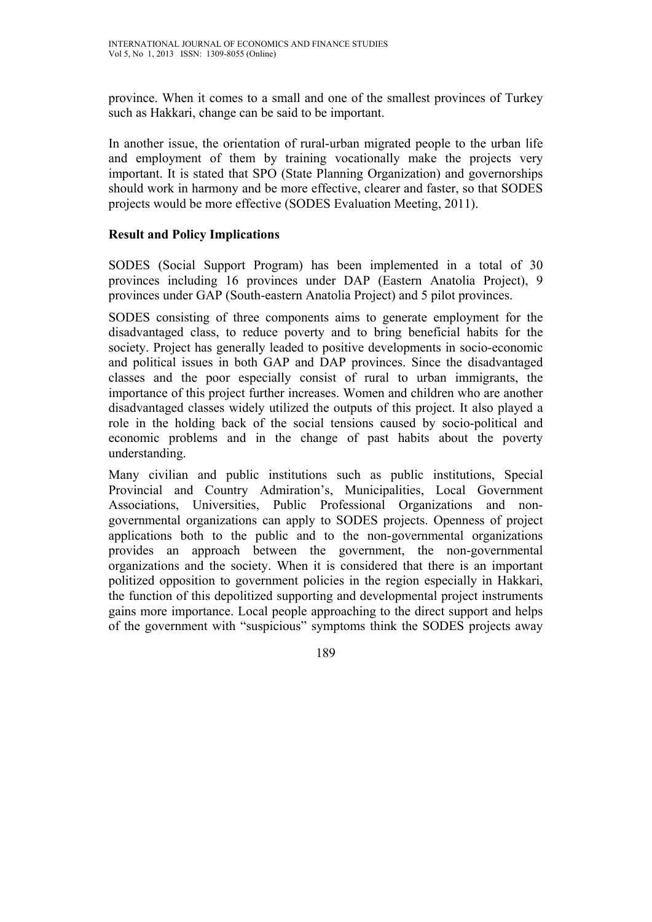province. When it comes to a small and one of the smallest provinces of Turkey such as Hakkari, change can be said to be important.

In another issue, the orientation of rural-urban migrated people to the urban life and employment of them by training vocationally make the projects very important. It is stated that SPO (State Planning Organization) and governorships should work in harmony and be more effective, clearer and faster, so that SODES projects would be more effective (SODES Evaluation Meeting, 2011).

## Result and Policy Implications

SODES (Social Support Program) has been implemented in a total of 30 provinces including 16 provinces under DAP (Eastern Anatolia Project), 9 provinces under GAP (South-eastern Anatolia Project) and 5 pilot provinces.

SODES consisting of three components aims to generate employment for the disadvantaged class, to reduce poverty and to bring beneficial habits for the society. Project has generally leaded to positive developments in socio-economic and political issues in both GAP and DAP provinces. Since the disadvantaged classes and the poor especially consist of rural to urban immigrants, the importance of this project further increases. Women and children who are another disadvantaged classes widely utilized the outputs of this project. It also played a role in the holding back of the social tensions caused by socio-political and economic problems and in the change of past habits about the poverty understanding.

Many civilian and public institutions such as public institutions, Special Provincial and Country Admiration's, Municipalities, Local Government Associations, Universities, Public Professional Organizations and non-governmental organizations can apply to SODES projects. Openness of project applications both to the public and to the non-governmental organizations provides an approach between the government, the non-governmental organizations and the society. When it is considered that there is an important politized opposition to government policies in the region especially in Hakkari, the function of this depolitized supporting and developmental project instruments gains more importance. Local people approaching to the direct support and helps of the government with "suspicious" symptoms think the SODES projects away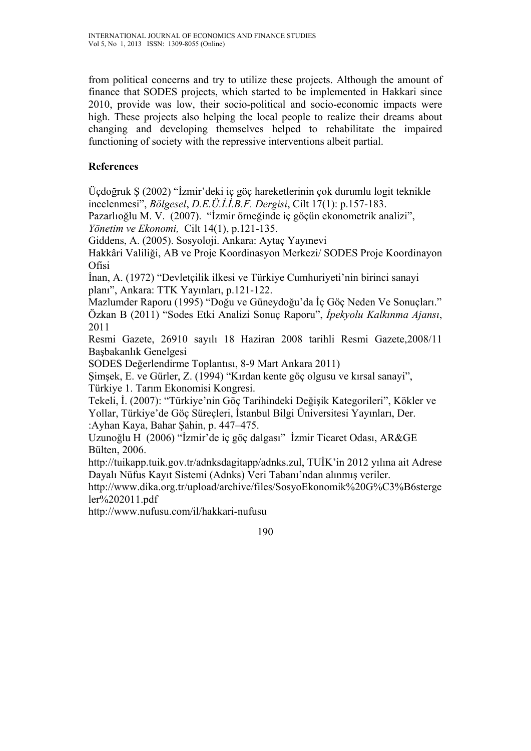from political concerns and try to utilize these projects. Although the amount of finance that SODES projects, which started to be implemented in Hakkari since 2010, provide was low, their socio-political and socio-economic impacts were high. These projects also helping the local people to realize their dreams about changing and developing themselves helped to rehabilitate the impaired functioning of society with the repressive interventions albeit partial.

## References

Üçdoğruk Ş (2002) "İzmir'deki iç göç hareketlerinin çok durumlu logit teknikle incelenmesi", *Bölgesel*, *D.E.Ü.İ.İ.B.F. Dergisi*, Cilt 17(1): p.157-183.

Pazarlıoğlu M. V. (2007). "İzmir örneğinde iç göçün ekonometrik analizi", *Yönetim ve Ekonomi,* Cilt 14(1), p.121-135.

Giddens, A. (2005). Sosyoloji. Ankara: Aytaç Yayınevi

Hakkâri Valiliği, AB ve Proje Koordinasyon Merkezi/ SODES Proje Koordinayon Ofisi

İnan, A. (1972) "Devletçilik ilkesi ve Türkiye Cumhuriyeti'nin birinci sanayi planı", Ankara: TTK Yayınları, p.121-122.

Mazlumder Raporu (1995) "Doğu ve Güneydoğu'da İç Göç Neden Ve Sonuçları."

Özkan B (2011) "Sodes Etki Analizi Sonuç Raporu", *İpekyolu Kalkınma Ajansı*, 2011

Resmi Gazete, 26910 sayılı 18 Haziran 2008 tarihli Resmi Gazete,2008/11 Başbakanlık Genelgesi

SODES Değerlendirme Toplantısı, 8-9 Mart Ankara 2011)

Şimşek, E. ve Gürler, Z. (1994) "Kırdan kente göç olgusu ve kırsal sanayi", Türkiye 1. Tarım Ekonomisi Kongresi.

Tekeli, İ. (2007): "Türkiye'nin Göç Tarihindeki Değişik Kategorileri", Kökler ve Yollar, Türkiye'de Göç Süreçleri, İstanbul Bilgi Üniversitesi Yayınları, Der. :Ayhan Kaya, Bahar Şahin, p. 447–475.

Uzunoğlu H (2006) "İzmir'de iç göç dalgası" İzmir Ticaret Odası, AR&GE Bülten, 2006.

http://tuikapp.tuik.gov.tr/adnksdagitapp/adnks.zul, TUİK'in 2012 yılına ait Adrese Dayalı Nüfus Kayıt Sistemi (Adnks) Veri Tabanı'ndan alınmış veriler.

http://www.dika.org.tr/upload/archive/files/SosyoEkonomik%20G%C3%B6stergeler%202011.pdf

http://www.nufusu.com/il/hakkari-nufusu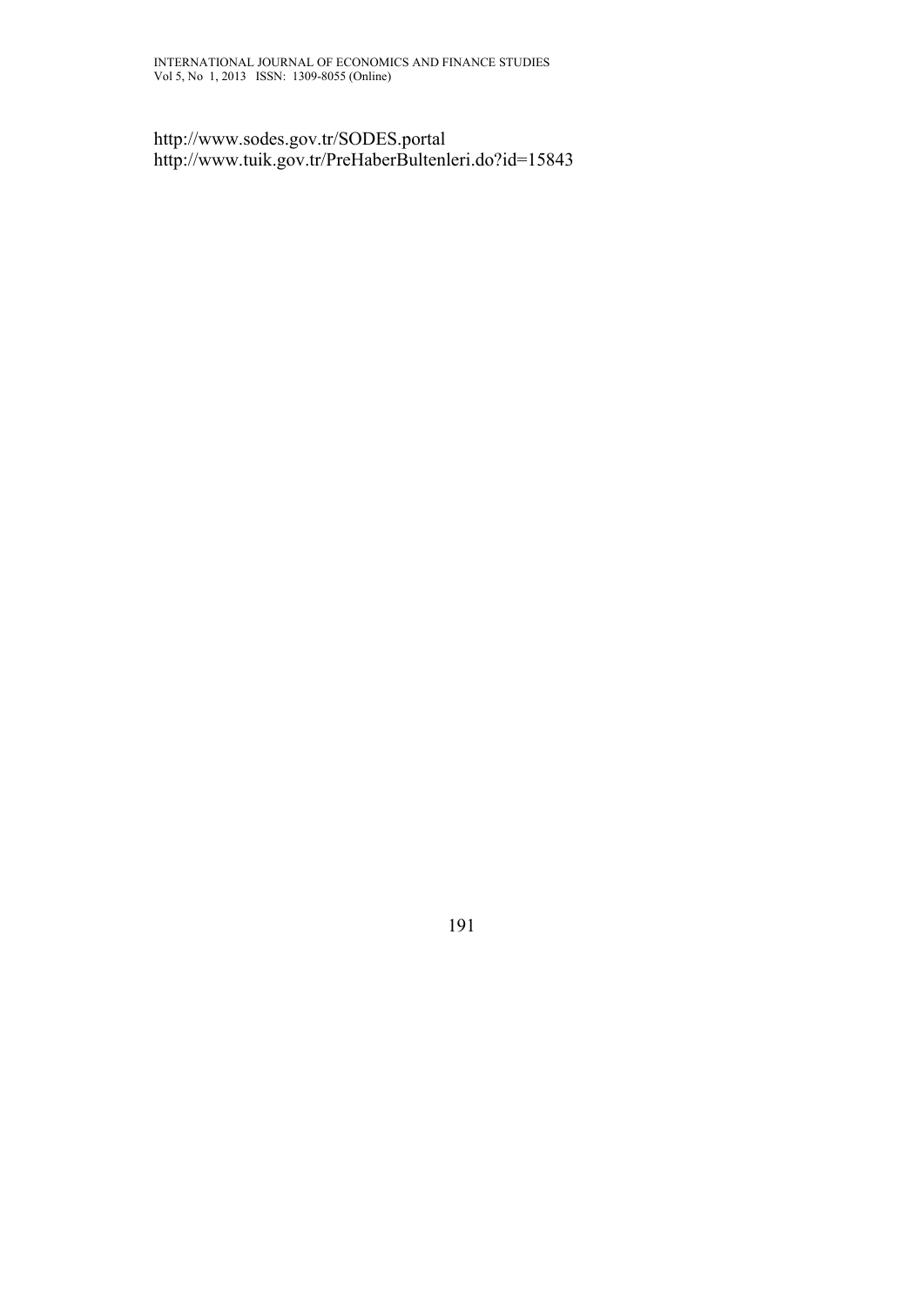http://www.sodes.gov.tr/SODES.portal
http://www.tuik.gov.tr/PreHaberBultenleri.do?id=15843